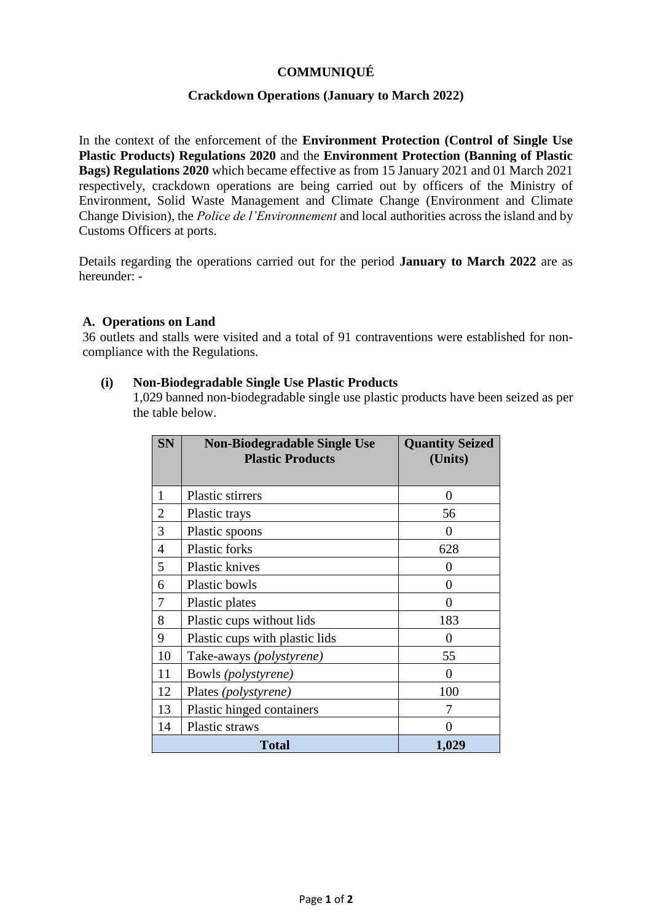# COMMUNIQUÉ

## Crackdown Operations (January to March 2022)

In the context of the enforcement of the **Environment Protection (Control of Single Use Plastic Products) Regulations 2020** and the **Environment Protection (Banning of Plastic Bags) Regulations 2020** which became effective as from 15 January 2021 and 01 March 2021 respectively, crackdown operations are being carried out by officers of the Ministry of Environment, Solid Waste Management and Climate Change (Environment and Climate Change Division), the *Police de l'Environnement* and local authorities across the island and by Customs Officers at ports.

Details regarding the operations carried out for the period **January to March 2022** are as hereunder: -

### A. Operations on Land

36 outlets and stalls were visited and a total of 91 contraventions were established for non-compliance with the Regulations.

#### (i) Non-Biodegradable Single Use Plastic Products

1,029 banned non-biodegradable single use plastic products have been seized as per the table below.

| SN | Non-Biodegradable Single Use Plastic Products | Quantity Seized (Units) |
|---|---|---|
| 1 | Plastic stirrers | 0 |
| 2 | Plastic trays | 56 |
| 3 | Plastic spoons | 0 |
| 4 | Plastic forks | 628 |
| 5 | Plastic knives | 0 |
| 6 | Plastic bowls | 0 |
| 7 | Plastic plates | 0 |
| 8 | Plastic cups without lids | 183 |
| 9 | Plastic cups with plastic lids | 0 |
| 10 | Take-aways *(polystyrene)* | 55 |
| 11 | Bowls *(polystyrene)* | 0 |
| 12 | Plates *(polystyrene)* | 100 |
| 13 | Plastic hinged containers | 7 |
| 14 | Plastic straws | 0 |
| **Total** | | **1,029** |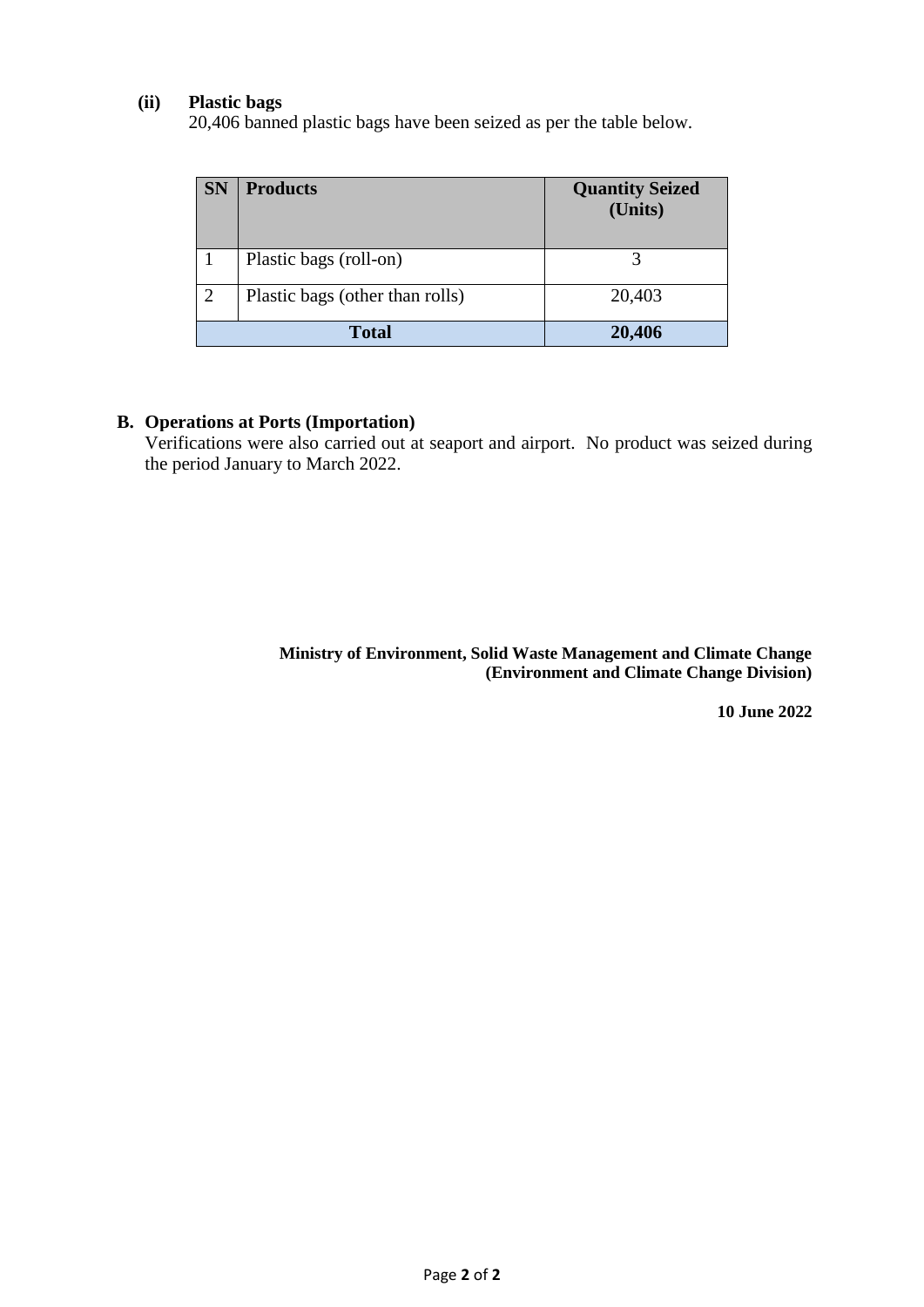### (ii) Plastic bags

20,406 banned plastic bags have been seized as per the table below.

| SN | Products | Quantity Seized (Units) |
|---|---|---|
| 1 | Plastic bags (roll-on) | 3 |
| 2 | Plastic bags (other than rolls) | 20,403 |
| **Total** | | **20,406** |

### B. Operations at Ports (Importation)

Verifications were also carried out at seaport and airport. No product was seized during the period January to March 2022.

**Ministry of Environment, Solid Waste Management and Climate Change**
**(Environment and Climate Change Division)**

**10 June 2022**